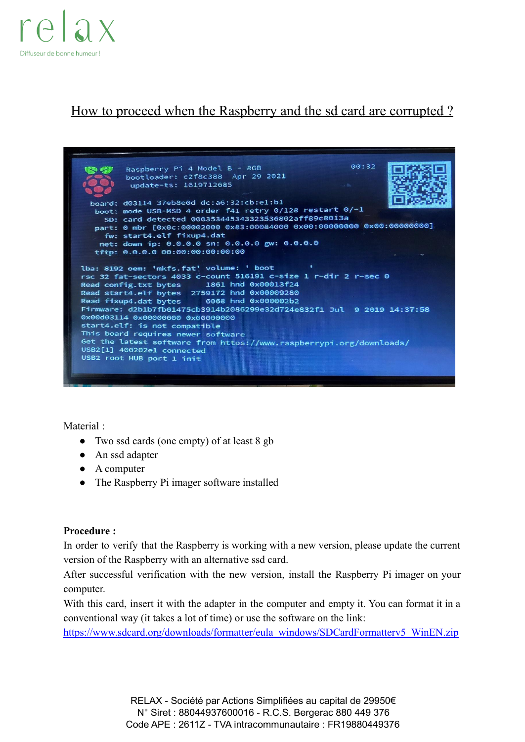# How to proceed when the Raspberry and the sd card are corrupted ?

Material :

- Two ssd cards (one empty) of at least 8 gb
- An ssd adapter
- A computer
- The Raspberry Pi imager software installed

**Procedure :**

In order to verify that the Raspberry is working with a new version, please update the current version of the Raspberry with an alternative ssd card.

After successful verification with the new version, install the Raspberry Pi imager on your computer.

With this card, insert it with the adapter in the computer and empty it. You can format it in a conventional way (it takes a lot of time) or use the software on the link:

[https://www.sdcard.org/downloads/formatter/eula_windows/SDCardFormatterv5_WinEN.zip](https://www.sdcard.org/downloads/formatter/eula_windows/SDCardFormatterv5_WinEN.zip)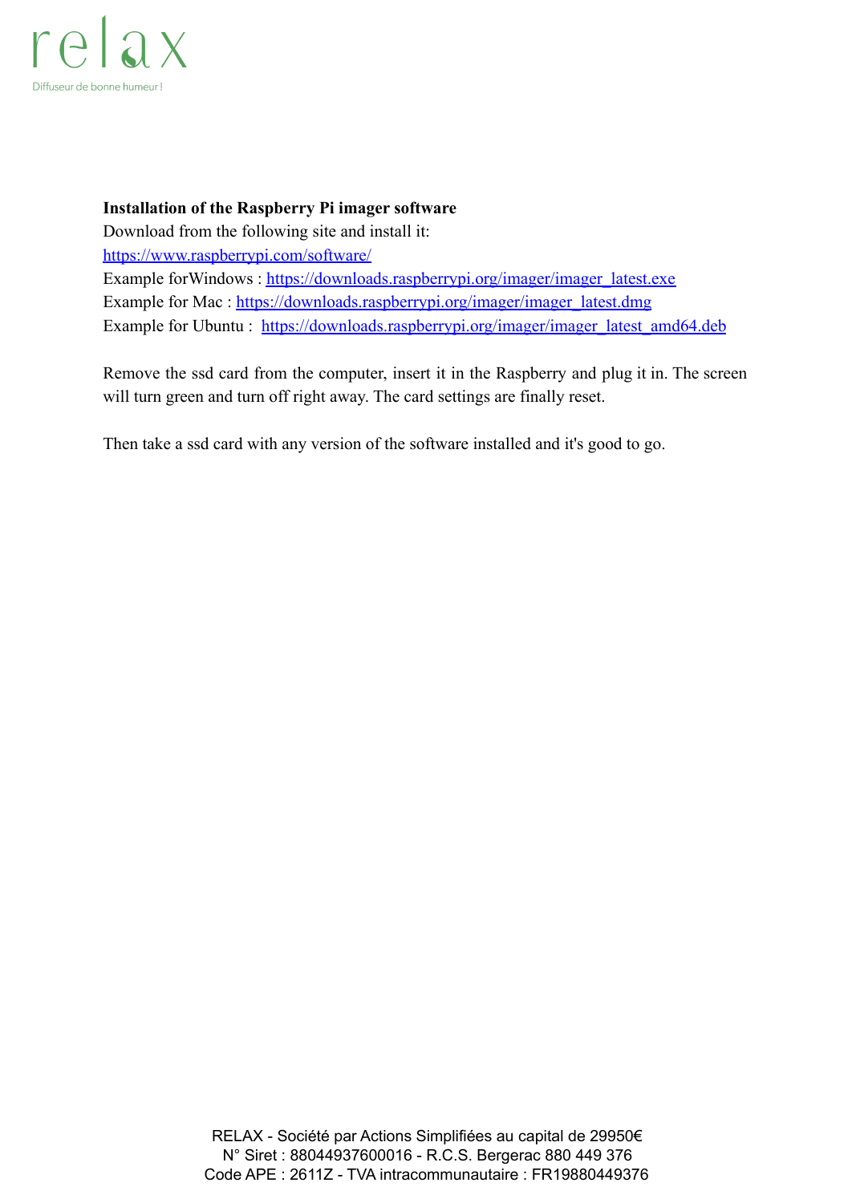**Installation of the Raspberry Pi imager software**

Download from the following site and install it:
[https://www.raspberrypi.com/software/](https://www.raspberrypi.com/software/)
Example forWindows : [https://downloads.raspberrypi.org/imager/imager_latest.exe](https://downloads.raspberrypi.org/imager/imager_latest.exe)
Example for Mac : [https://downloads.raspberrypi.org/imager/imager_latest.dmg](https://downloads.raspberrypi.org/imager/imager_latest.dmg)
Example for Ubuntu : [https://downloads.raspberrypi.org/imager/imager_latest_amd64.deb](https://downloads.raspberrypi.org/imager/imager_latest_amd64.deb)

Remove the ssd card from the computer, insert it in the Raspberry and plug it in. The screen will turn green and turn off right away. The card settings are finally reset.

Then take a ssd card with any version of the software installed and it's good to go.

RELAX - Société par Actions Simplifiées au capital de 29950€
N° Siret : 88044937600016 - R.C.S. Bergerac 880 449 376
Code APE : 2611Z - TVA intracommunautaire : FR19880449376